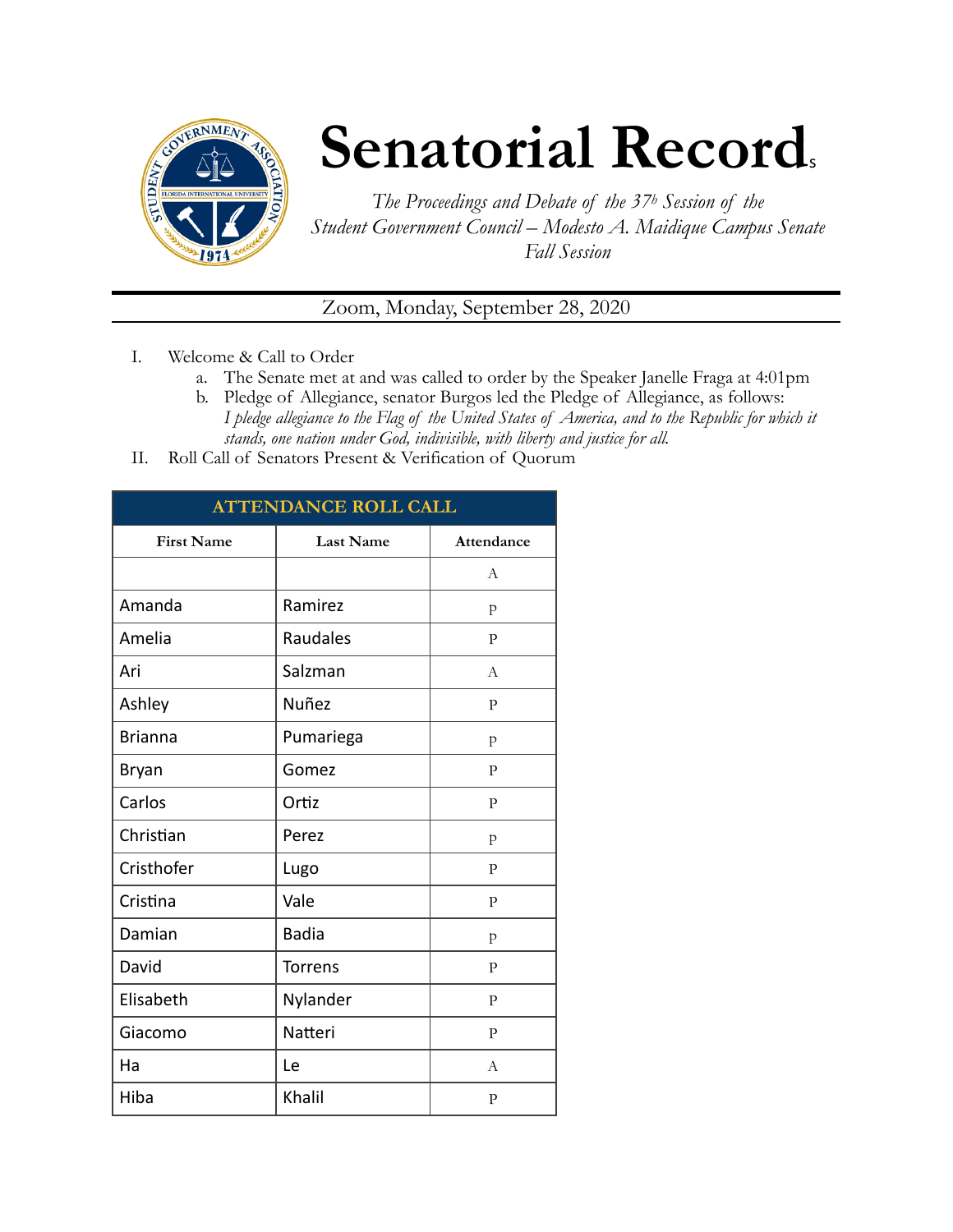# Senatorial Records

*The Proceedings and Debate of the 37b Session of the Student Government Council – Modesto A. Maidique Campus Senate Fall Session*

Zoom, Monday, September 28, 2020

I. Welcome & Call to Order
   a. The Senate met at and was called to order by the Speaker Janelle Fraga at 4:01pm
   b. Pledge of Allegiance, senator Burgos led the Pledge of Allegiance, as follows: *I pledge allegiance to the Flag of the United States of America, and to the Republic for which it stands, one nation under God, indivisible, with liberty and justice for all.*

II. Roll Call of Senators Present & Verification of Quorum

| ATTENDANCE ROLL CALL | | |
|---|---|---|
| First Name | Last Name | Attendance |
| | | A |
| Amanda | Ramirez | P |
| Amelia | Raudales | P |
| Ari | Salzman | A |
| Ashley | Nuñez | P |
| Brianna | Pumariega | P |
| Bryan | Gomez | P |
| Carlos | Ortiz | P |
| Christian | Perez | P |
| Cristhofer | Lugo | P |
| Cristina | Vale | P |
| Damian | Badia | P |
| David | Torrens | P |
| Elisabeth | Nylander | P |
| Giacomo | Natteri | P |
| Ha | Le | A |
| Hiba | Khalil | P |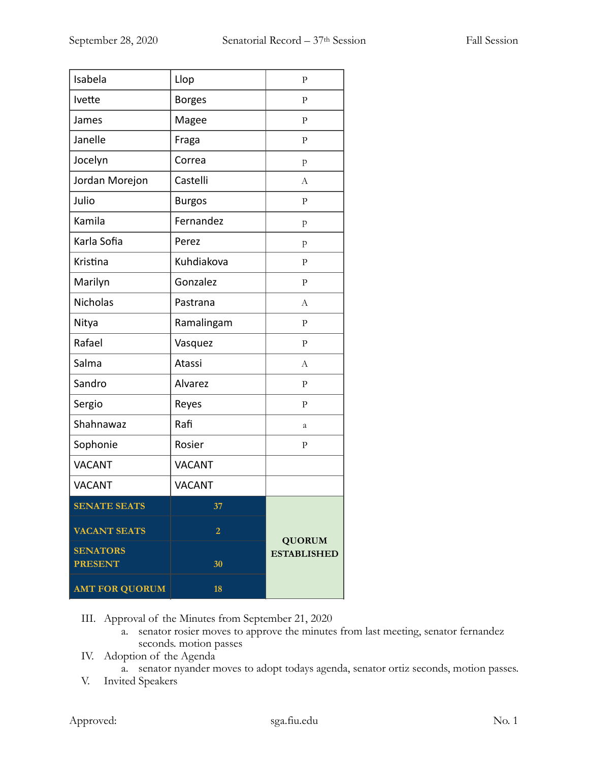| Isabela | Llop | P |
|---|---|---|
| Ivette | Borges | P |
| James | Magee | P |
| Janelle | Fraga | P |
| Jocelyn | Correa | p |
| Jordan Morejon | Castelli | A |
| Julio | Burgos | P |
| Kamila | Fernandez | p |
| Karla Sofia | Perez | p |
| Kristina | Kuhdiakova | P |
| Marilyn | Gonzalez | P |
| Nicholas | Pastrana | A |
| Nitya | Ramalingam | P |
| Rafael | Vasquez | P |
| Salma | Atassi | A |
| Sandro | Alvarez | P |
| Sergio | Reyes | P |
| Shahnawaz | Rafi | a |
| Sophonie | Rosier | P |
| VACANT | VACANT | |
| VACANT | VACANT | |
| **SENATE SEATS** | **37** | **QUORUM ESTABLISHED** |
| **VACANT SEATS** | **2** | |
| **SENATORS PRESENT** | **30** | |
| **AMT FOR QUORUM** | **18** | |

III. Approval of the Minutes from September 21, 2020
   a. senator rosier moves to approve the minutes from last meeting, senator fernandez seconds. motion passes

IV. Adoption of the Agenda
   a. senator nyander moves to adopt todays agenda, senator ortiz seconds, motion passes.

V. Invited Speakers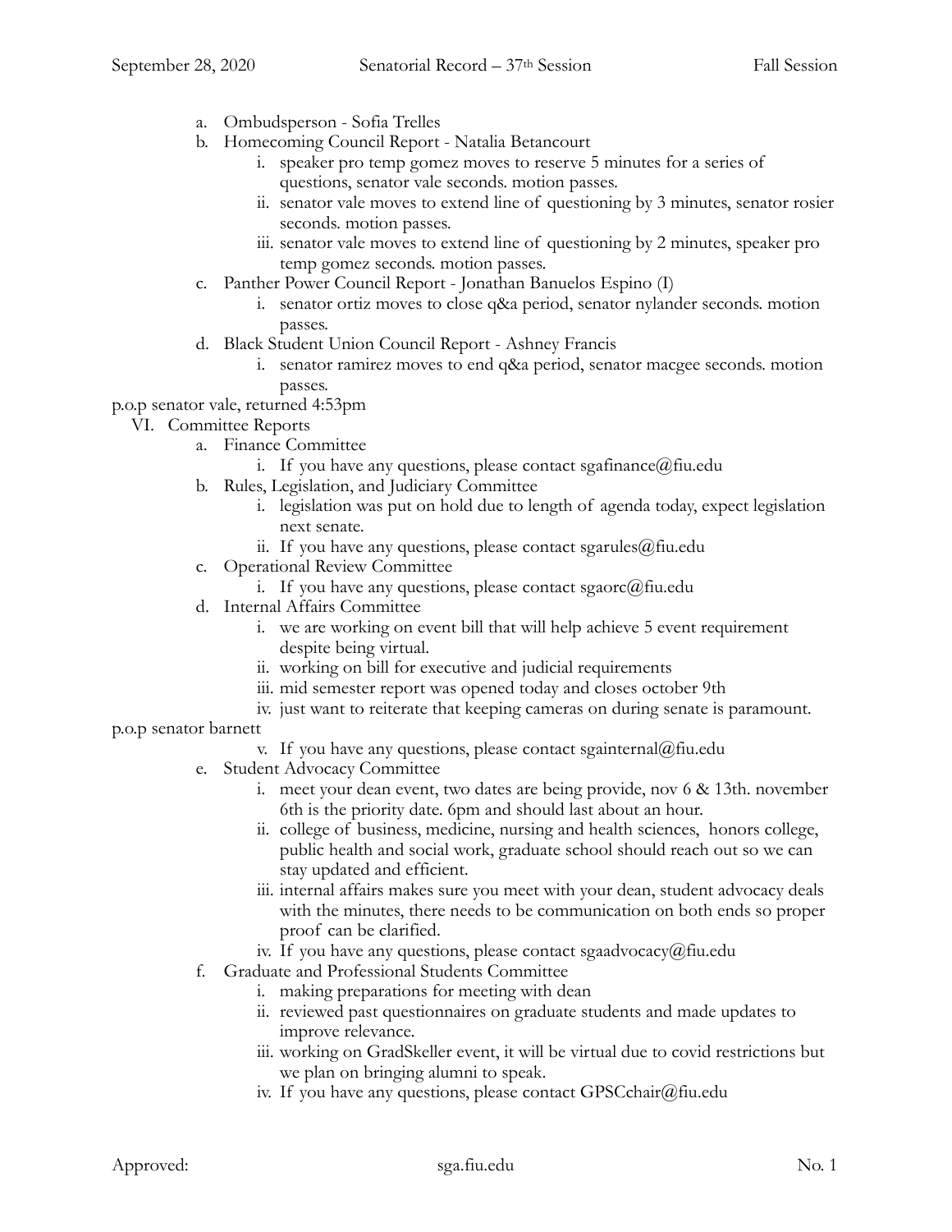a. Ombudsperson - Sofia Trelles
b. Homecoming Council Report - Natalia Betancourt
    i. speaker pro temp gomez moves to reserve 5 minutes for a series of questions, senator vale seconds. motion passes.
    ii. senator vale moves to extend line of questioning by 3 minutes, senator rosier seconds. motion passes.
    iii. senator vale moves to extend line of questioning by 2 minutes, speaker pro temp gomez seconds. motion passes.
c. Panther Power Council Report - Jonathan Banuelos Espino (I)
    i. senator ortiz moves to close q&a period, senator nylander seconds. motion passes.
d. Black Student Union Council Report - Ashney Francis
    i. senator ramirez moves to end q&a period, senator macgee seconds. motion passes.

p.o.p senator vale, returned 4:53pm

VI. Committee Reports
a. Finance Committee
    i. If you have any questions, please contact sgafinance@fiu.edu
b. Rules, Legislation, and Judiciary Committee
    i. legislation was put on hold due to length of agenda today, expect legislation next senate.
    ii. If you have any questions, please contact sgarules@fiu.edu
c. Operational Review Committee
    i. If you have any questions, please contact sgaorc@fiu.edu
d. Internal Affairs Committee
    i. we are working on event bill that will help achieve 5 event requirement despite being virtual.
    ii. working on bill for executive and judicial requirements
    iii. mid semester report was opened today and closes october 9th
    iv. just want to reiterate that keeping cameras on during senate is paramount.

p.o.p senator barnett

    v. If you have any questions, please contact sgainternal@fiu.edu
e. Student Advocacy Committee
    i. meet your dean event, two dates are being provide, nov 6 & 13th. november 6th is the priority date. 6pm and should last about an hour.
    ii. college of business, medicine, nursing and health sciences, honors college, public health and social work, graduate school should reach out so we can stay updated and efficient.
    iii. internal affairs makes sure you meet with your dean, student advocacy deals with the minutes, there needs to be communication on both ends so proper proof can be clarified.
    iv. If you have any questions, please contact sgaadvocacy@fiu.edu
f. Graduate and Professional Students Committee
    i. making preparations for meeting with dean
    ii. reviewed past questionnaires on graduate students and made updates to improve relevance.
    iii. working on GradSkeller event, it will be virtual due to covid restrictions but we plan on bringing alumni to speak.
    iv. If you have any questions, please contact GPSCchair@fiu.edu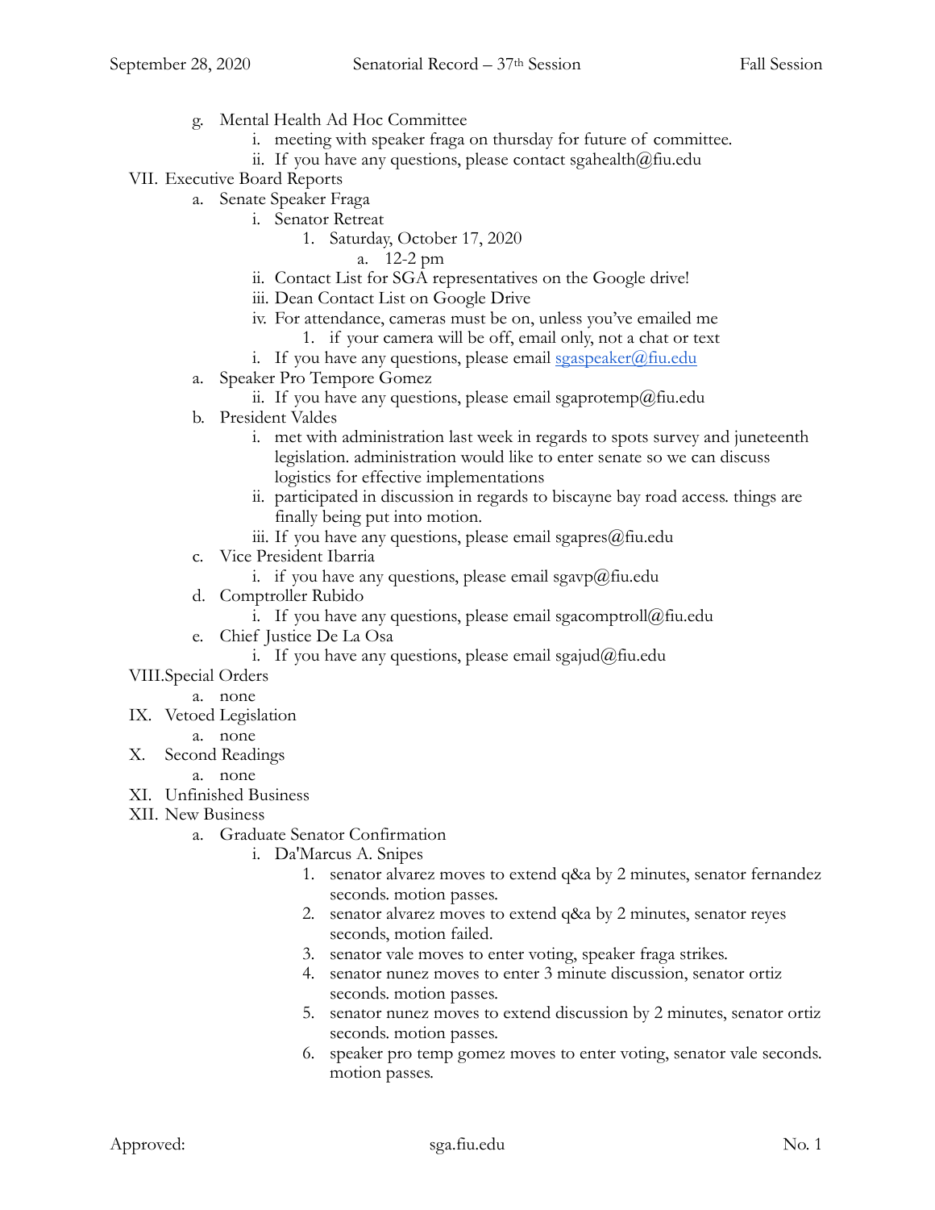g. Mental Health Ad Hoc Committee
   i. meeting with speaker fraga on thursday for future of committee.
   ii. If you have any questions, please contact sgahealth@fiu.edu

VII. Executive Board Reports
   a. Senate Speaker Fraga
      i. Senator Retreat
         1. Saturday, October 17, 2020
            a. 12-2 pm
      ii. Contact List for SGA representatives on the Google drive!
      iii. Dean Contact List on Google Drive
      iv. For attendance, cameras must be on, unless you've emailed me
         1. if your camera will be off, email only, not a chat or text
      i. If you have any questions, please email sgaspeaker@fiu.edu
   a. Speaker Pro Tempore Gomez
      ii. If you have any questions, please email sgaprotemp@fiu.edu
   b. President Valdes
      i. met with administration last week in regards to spots survey and juneteenth legislation. administration would like to enter senate so we can discuss logistics for effective implementations
      ii. participated in discussion in regards to biscayne bay road access. things are finally being put into motion.
      iii. If you have any questions, please email sgapres@fiu.edu
   c. Vice President Ibarria
      i. if you have any questions, please email sgavp@fiu.edu
   d. Comptroller Rubido
      i. If you have any questions, please email sgacomptroll@fiu.edu
   e. Chief Justice De La Osa
      i. If you have any questions, please email sgajud@fiu.edu

VIII. Special Orders
   a. none

IX. Vetoed Legislation
   a. none

X. Second Readings
   a. none

XI. Unfinished Business

XII. New Business
   a. Graduate Senator Confirmation
      i. Da'Marcus A. Snipes
         1. senator alvarez moves to extend q&a by 2 minutes, senator fernandez seconds. motion passes.
         2. senator alvarez moves to extend q&a by 2 minutes, senator reyes seconds, motion failed.
         3. senator vale moves to enter voting, speaker fraga strikes.
         4. senator nunez moves to enter 3 minute discussion, senator ortiz seconds. motion passes.
         5. senator nunez moves to extend discussion by 2 minutes, senator ortiz seconds. motion passes.
         6. speaker pro temp gomez moves to enter voting, senator vale seconds. motion passes.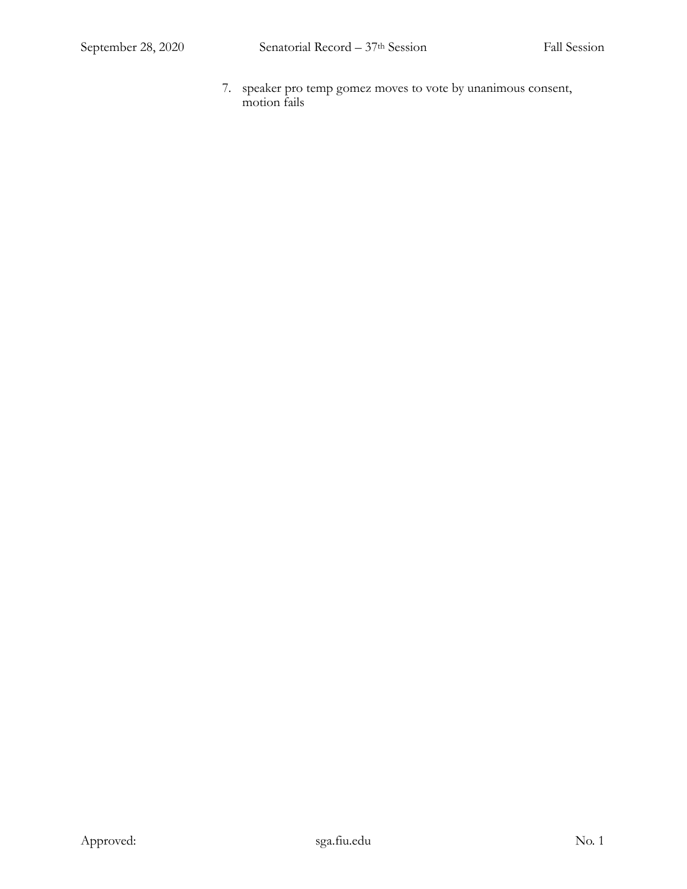7. speaker pro temp gomez moves to vote by unanimous consent, motion fails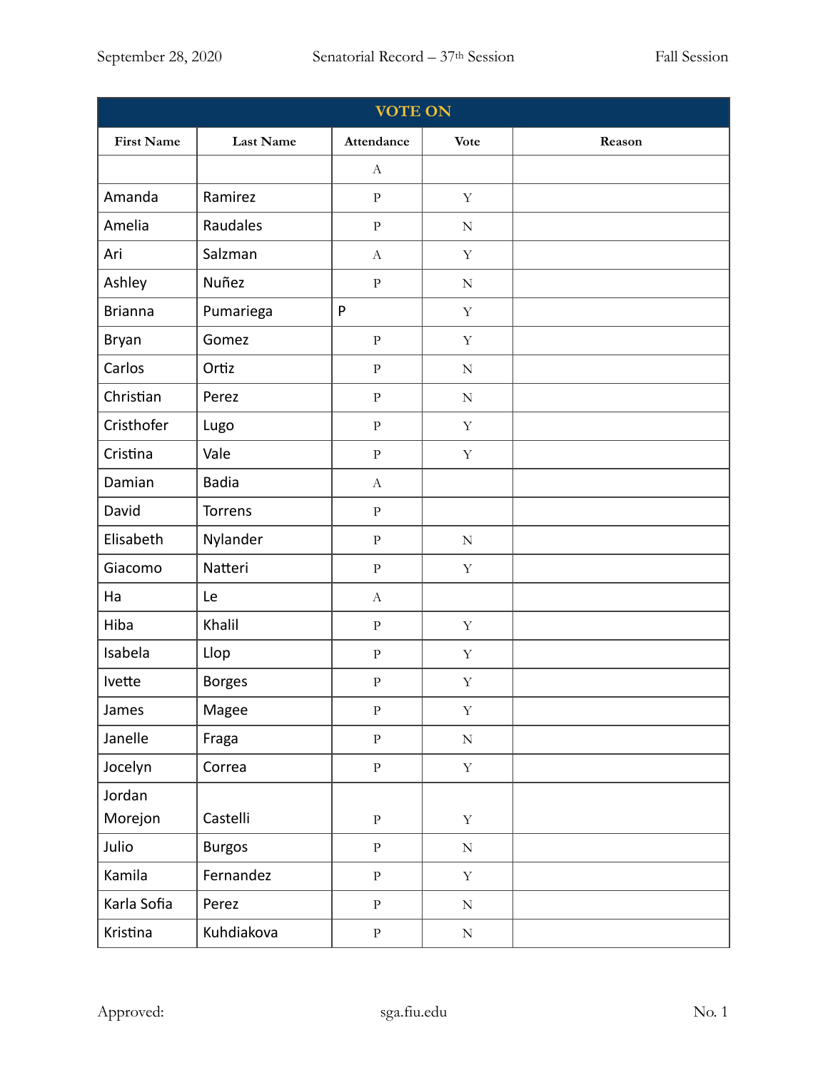| VOTE ON | | | | |
|---|---|---|---|---|
| First Name | Last Name | Attendance | Vote | Reason |
| | | A | | |
| Amanda | Ramirez | P | Y | |
| Amelia | Raudales | P | N | |
| Ari | Salzman | A | Y | |
| Ashley | Nuñez | P | N | |
| Brianna | Pumariega | P | Y | |
| Bryan | Gomez | P | Y | |
| Carlos | Ortiz | P | N | |
| Christian | Perez | P | N | |
| Cristhofer | Lugo | P | Y | |
| Cristina | Vale | P | Y | |
| Damian | Badia | A | | |
| David | Torrens | P | | |
| Elisabeth | Nylander | P | N | |
| Giacomo | Natteri | P | Y | |
| Ha | Le | A | | |
| Hiba | Khalil | P | Y | |
| Isabela | Llop | P | Y | |
| Ivette | Borges | P | Y | |
| James | Magee | P | Y | |
| Janelle | Fraga | P | N | |
| Jocelyn | Correa | P | Y | |
| Jordan Morejon | Castelli | P | Y | |
| Julio | Burgos | P | N | |
| Kamila | Fernandez | P | Y | |
| Karla Sofia | Perez | P | N | |
| Kristina | Kuhdiakova | P | N | |

Approved: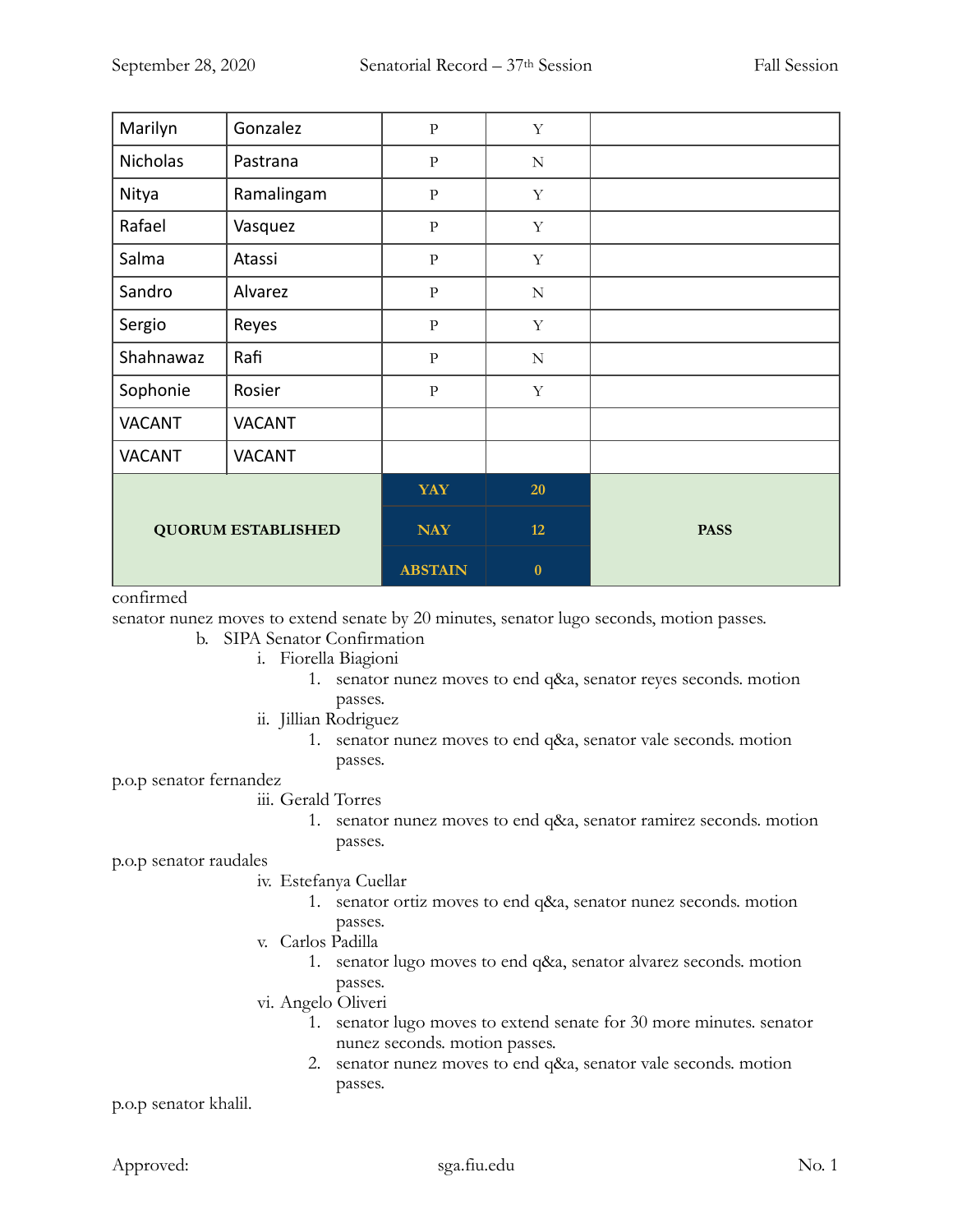| Marilyn | Gonzalez | P | Y | |
|---|---|---|---|---|
| Nicholas | Pastrana | P | N | |
| Nitya | Ramalingam | P | Y | |
| Rafael | Vasquez | P | Y | |
| Salma | Atassi | P | Y | |
| Sandro | Alvarez | P | N | |
| Sergio | Reyes | P | Y | |
| Shahnawaz | Rafi | P | N | |
| Sophonie | Rosier | P | Y | |
| VACANT | VACANT | | | |
| VACANT | VACANT | | | |
| **QUORUM ESTABLISHED** | | **YAY** | **20** | **PASS** |
| | | **NAY** | **12** | |
| | | **ABSTAIN** | **0** | |

confirmed

senator nunez moves to extend senate by 20 minutes, senator lugo seconds, motion passes.

b. SIPA Senator Confirmation
   i. Fiorella Biagioni
      1. senator nunez moves to end q&a, senator reyes seconds. motion passes.
   ii. Jillian Rodriguez
      1. senator nunez moves to end q&a, senator vale seconds. motion passes.

p.o.p senator fernandez

   iii. Gerald Torres
      1. senator nunez moves to end q&a, senator ramirez seconds. motion passes.

p.o.p senator raudales

   iv. Estefanya Cuellar
      1. senator ortiz moves to end q&a, senator nunez seconds. motion passes.
   v. Carlos Padilla
      1. senator lugo moves to end q&a, senator alvarez seconds. motion passes.
   vi. Angelo Oliveri
      1. senator lugo moves to extend senate for 30 more minutes. senator nunez seconds. motion passes.
      2. senator nunez moves to end q&a, senator vale seconds. motion passes.

p.o.p senator khalil.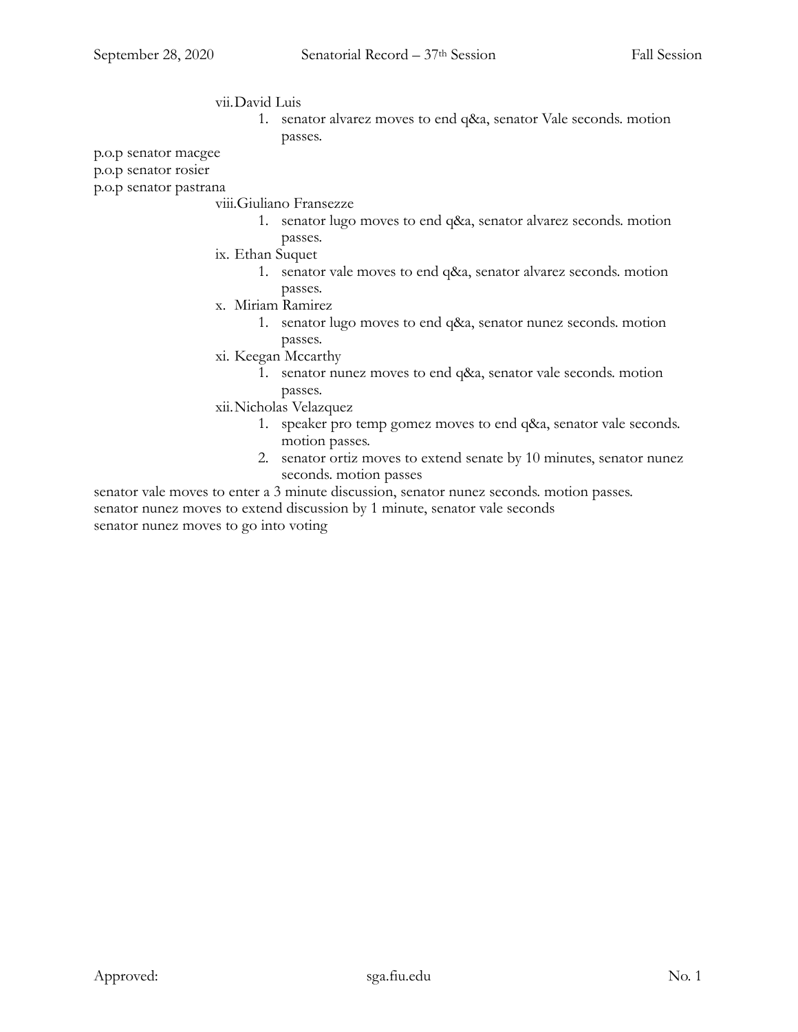vii. David Luis
   1. senator alvarez moves to end q&a, senator Vale seconds. motion passes.

p.o.p senator macgee
p.o.p senator rosier
p.o.p senator pastrana

viii. Giuliano Fransezze
   1. senator lugo moves to end q&a, senator alvarez seconds. motion passes.

ix. Ethan Suquet
   1. senator vale moves to end q&a, senator alvarez seconds. motion passes.

x. Miriam Ramirez
   1. senator lugo moves to end q&a, senator nunez seconds. motion passes.

xi. Keegan Mccarthy
   1. senator nunez moves to end q&a, senator vale seconds. motion passes.

xii. Nicholas Velazquez
   1. speaker pro temp gomez moves to end q&a, senator vale seconds. motion passes.
   2. senator ortiz moves to extend senate by 10 minutes, senator nunez seconds. motion passes

senator vale moves to enter a 3 minute discussion, senator nunez seconds. motion passes.
senator nunez moves to extend discussion by 1 minute, senator vale seconds
senator nunez moves to go into voting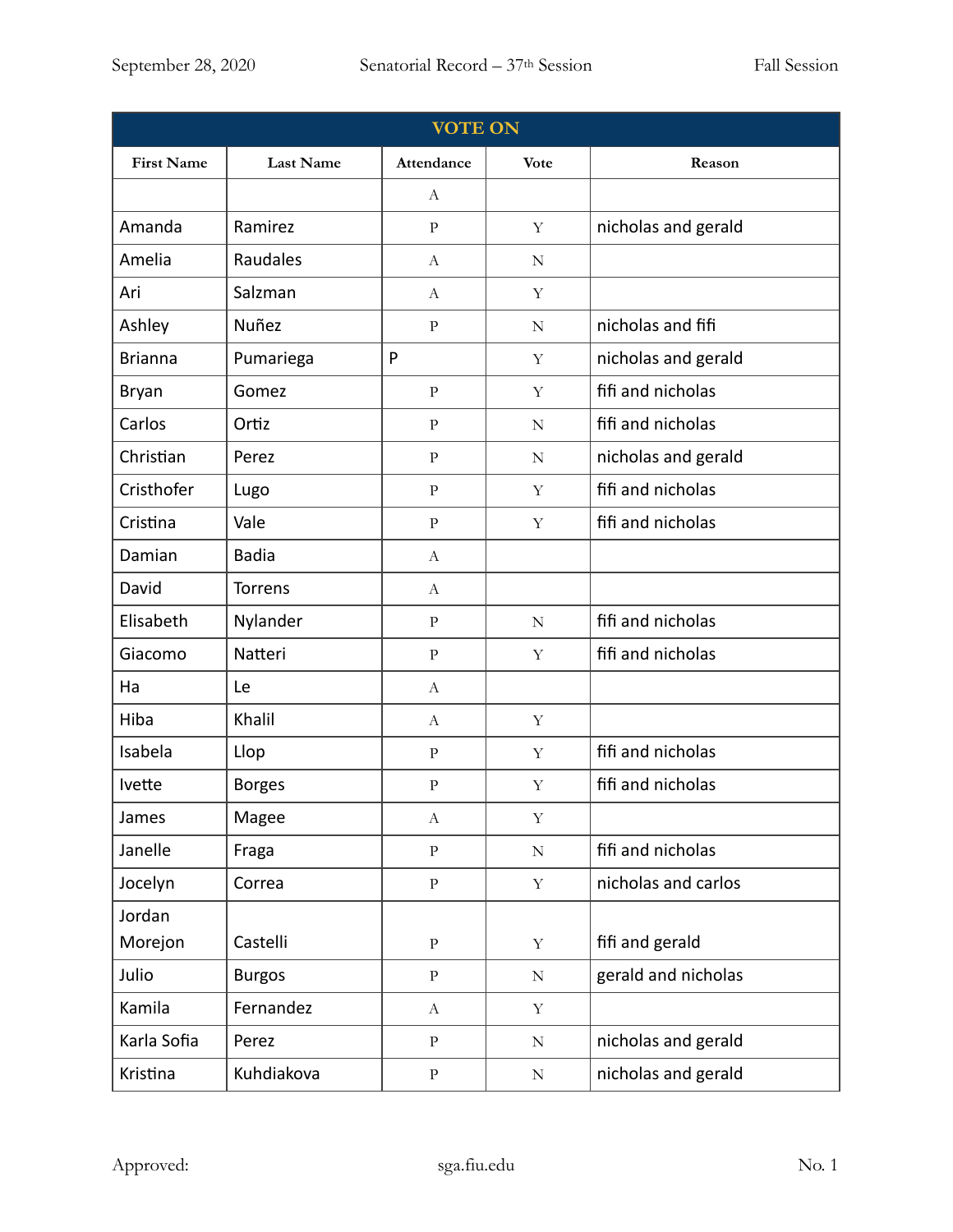| VOTE ON | | | | |
|---|---|---|---|---|
| First Name | Last Name | Attendance | Vote | Reason |
| | | A | | |
| Amanda | Ramirez | P | Y | nicholas and gerald |
| Amelia | Raudales | A | N | |
| Ari | Salzman | A | Y | |
| Ashley | Nuñez | P | N | nicholas and fifi |
| Brianna | Pumariega | P | Y | nicholas and gerald |
| Bryan | Gomez | P | Y | fifi and nicholas |
| Carlos | Ortiz | P | N | fifi and nicholas |
| Christian | Perez | P | N | nicholas and gerald |
| Cristhofer | Lugo | P | Y | fifi and nicholas |
| Cristina | Vale | P | Y | fifi and nicholas |
| Damian | Badia | A | | |
| David | Torrens | A | | |
| Elisabeth | Nylander | P | N | fifi and nicholas |
| Giacomo | Natteri | P | Y | fifi and nicholas |
| Ha | Le | A | | |
| Hiba | Khalil | A | Y | |
| Isabela | Llop | P | Y | fifi and nicholas |
| Ivette | Borges | P | Y | fifi and nicholas |
| James | Magee | A | Y | |
| Janelle | Fraga | P | N | fifi and nicholas |
| Jocelyn | Correa | P | Y | nicholas and carlos |
| Jordan Morejon | Castelli | P | Y | fifi and gerald |
| Julio | Burgos | P | N | gerald and nicholas |
| Kamila | Fernandez | A | Y | |
| Karla Sofia | Perez | P | N | nicholas and gerald |
| Kristina | Kuhdiakova | P | N | nicholas and gerald |

Approved: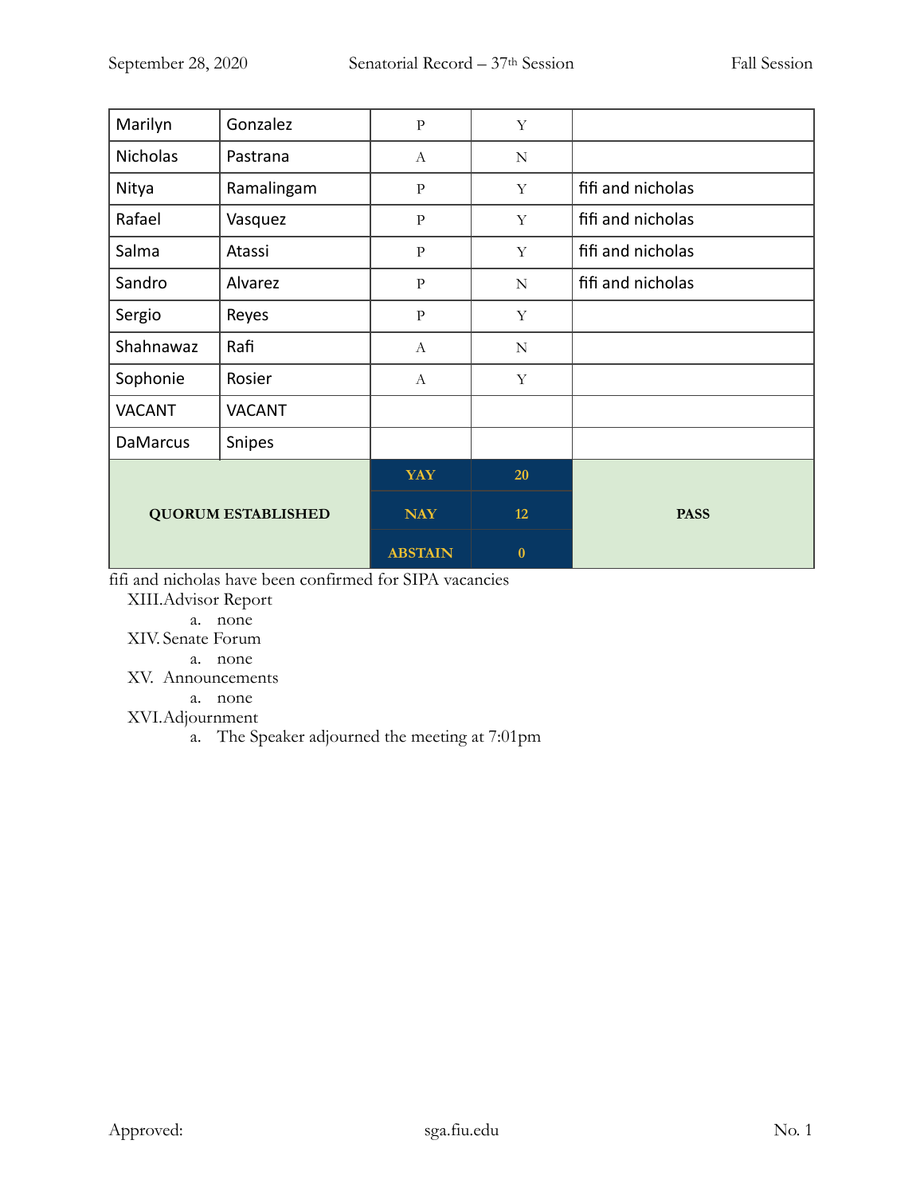| | | | | |
|---|---|---|---|---|
| Marilyn | Gonzalez | P | Y | |
| Nicholas | Pastrana | A | N | |
| Nitya | Ramalingam | P | Y | fifi and nicholas |
| Rafael | Vasquez | P | Y | fifi and nicholas |
| Salma | Atassi | P | Y | fifi and nicholas |
| Sandro | Alvarez | P | N | fifi and nicholas |
| Sergio | Reyes | P | Y | |
| Shahnawaz | Rafi | A | N | |
| Sophonie | Rosier | A | Y | |
| VACANT | VACANT | | | |
| DaMarcus | Snipes | | | |
| **QUORUM ESTABLISHED** | | **YAY** | **20** | **PASS** |
| | | **NAY** | **12** | |
| | | **ABSTAIN** | **0** | |

fifi and nicholas have been confirmed for SIPA vacancies

XIII. Advisor Report
  a. none

XIV. Senate Forum
  a. none

XV. Announcements
  a. none

XVI. Adjournment
  a. The Speaker adjourned the meeting at 7:01pm

Approved: